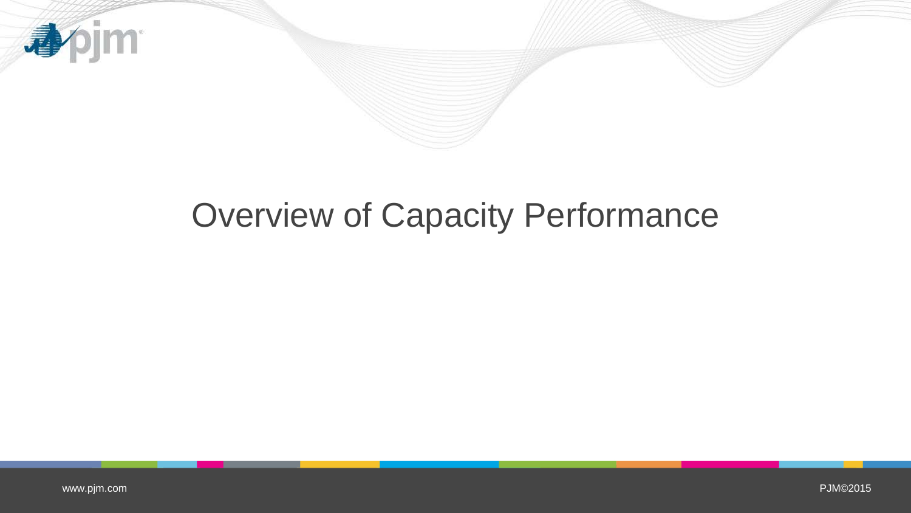# Overview of Capacity Performance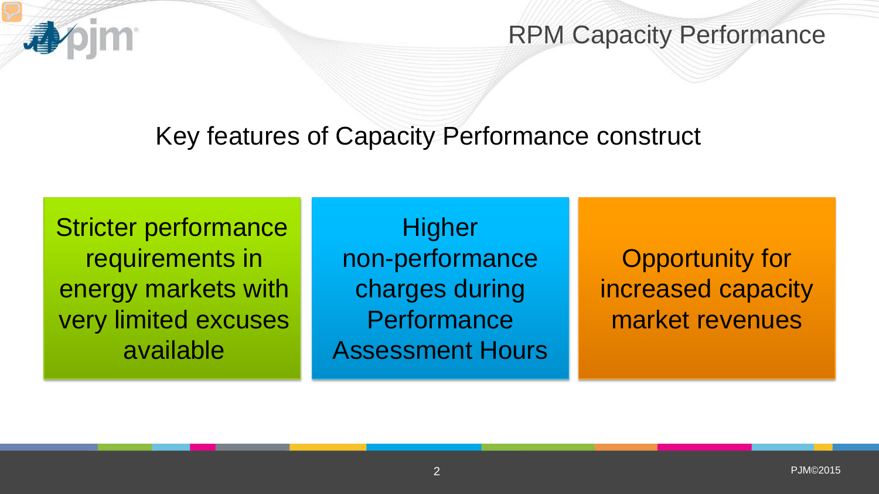# Key features of Capacity Performance construct

- Stricter performance requirements in energy markets with very limited excuses available
- Higher non-performance charges during Performance Assessment Hours
- Opportunity for increased capacity market revenues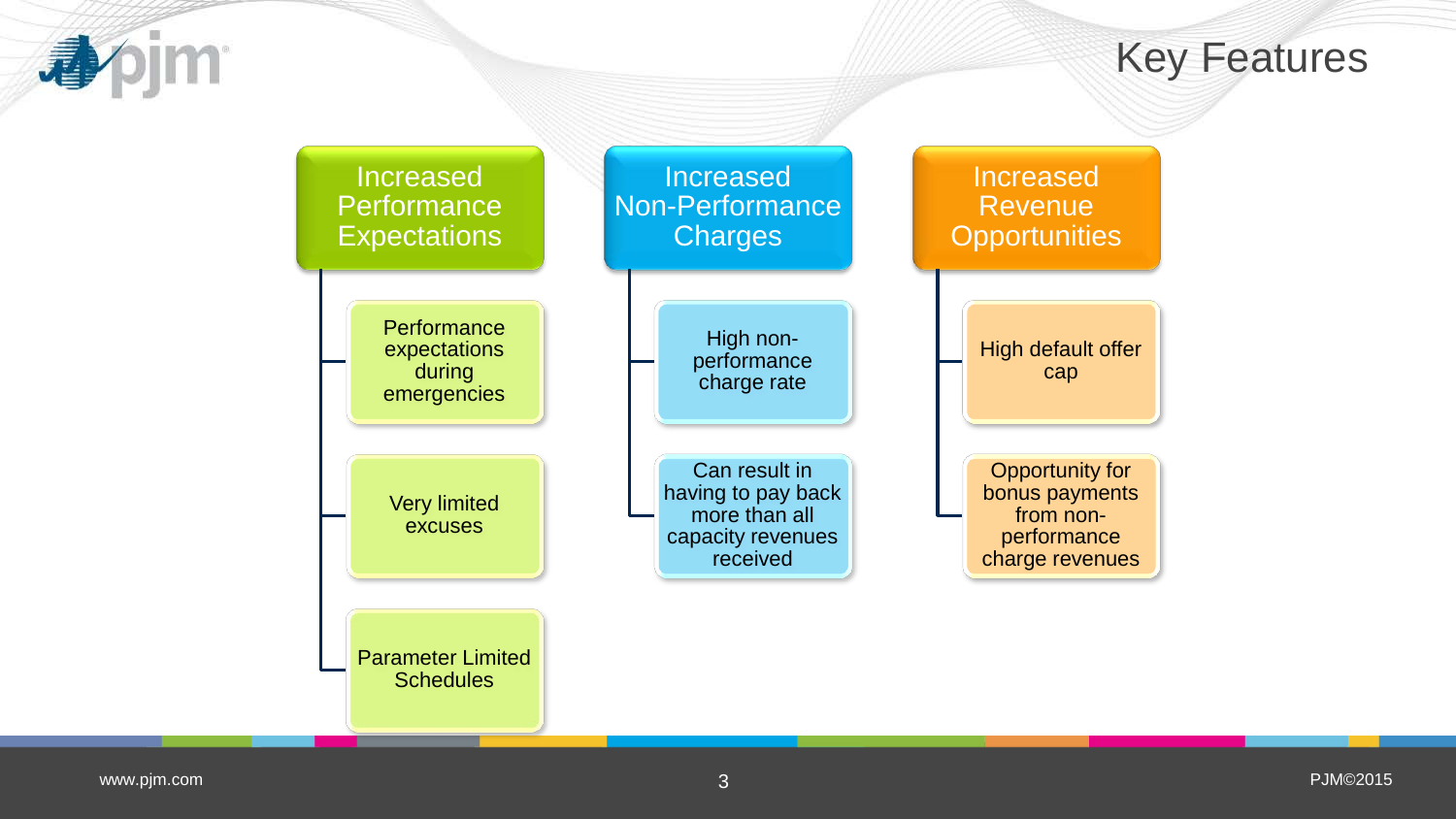# Key Features

## Increased Performance Expectations

- Performance expectations during emergencies
- Very limited excuses
- Parameter Limited Schedules

## Increased Non-Performance Charges

- High non-performance charge rate
- Can result in having to pay back more than all capacity revenues received

## Increased Revenue Opportunities

- High default offer cap
- Opportunity for bonus payments from non-performance charge revenues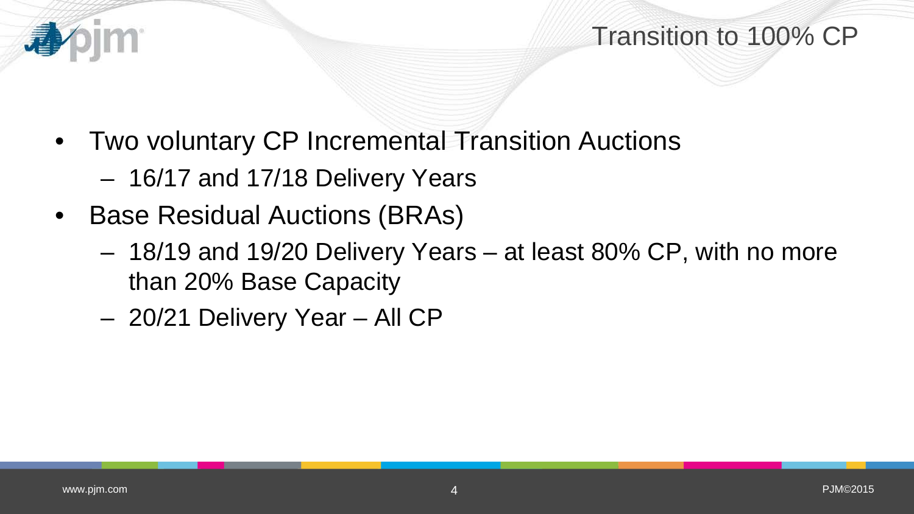# Transition to 100% CP

- Two voluntary CP Incremental Transition Auctions
  - 16/17 and 17/18 Delivery Years
- Base Residual Auctions (BRAs)
  - 18/19 and 19/20 Delivery Years – at least 80% CP, with no more than 20% Base Capacity
  - 20/21 Delivery Year – All CP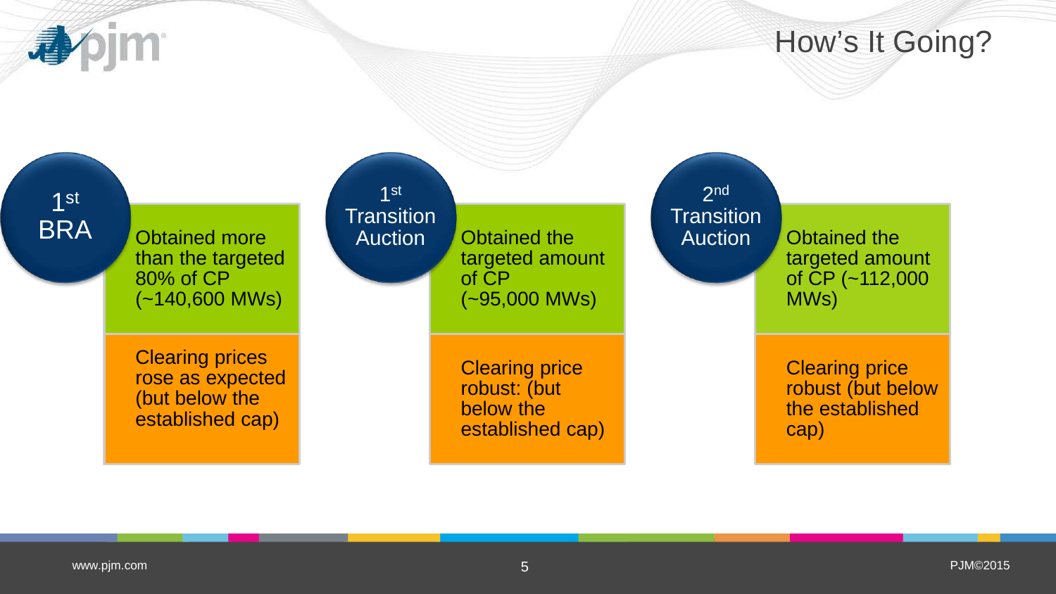# How's It Going?

## 1st BRA

- Obtained more than the targeted 80% of CP (~140,600 MWs)
- Clearing prices rose as expected (but below the established cap)

## 1st Transition Auction

- Obtained the targeted amount of CP (~95,000 MWs)
- Clearing price robust: (but below the established cap)

## 2nd Transition Auction

- Obtained the targeted amount of CP (~112,000 MWs)
- Clearing price robust (but below the established cap)